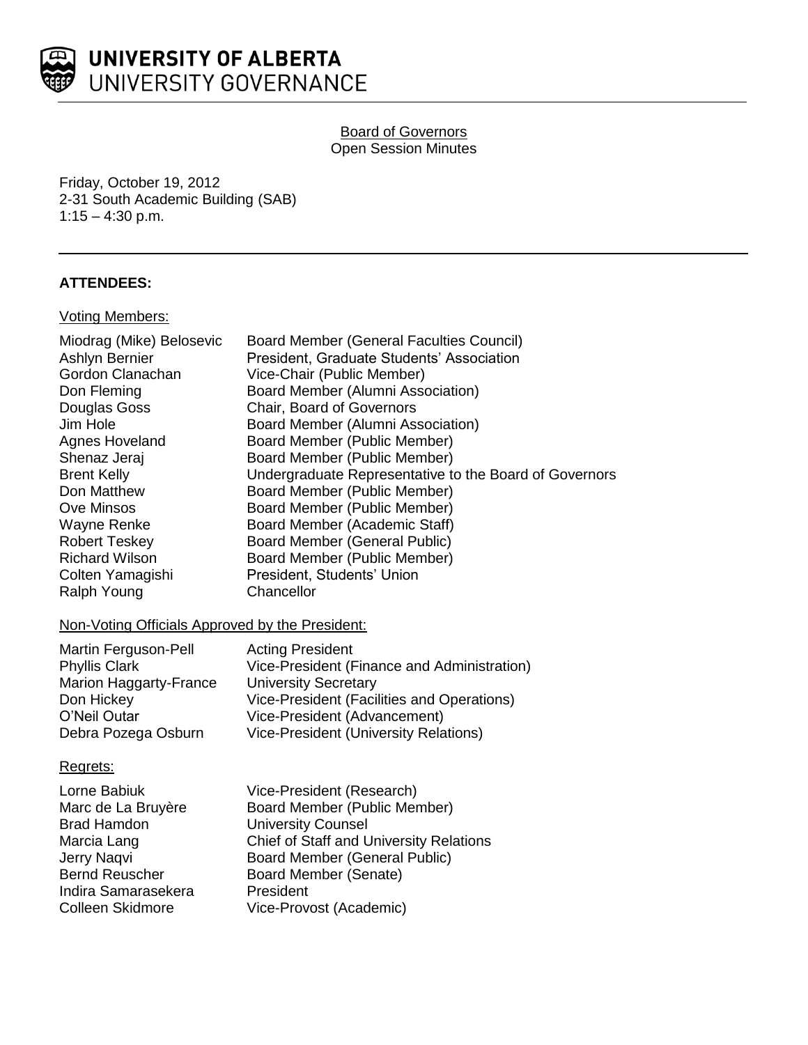# UNIVERSITY OF ALBERTA
UNIVERSITY GOVERNANCE

Board of Governors
Open Session Minutes

Friday, October 19, 2012
2-31 South Academic Building (SAB)
1:15 – 4:30 p.m.

---

**ATTENDEES:**

Voting Members:

| | |
|---|---|
| Miodrag (Mike) Belosevic | Board Member (General Faculties Council) |
| Ashlyn Bernier | President, Graduate Students' Association |
| Gordon Clanachan | Vice-Chair (Public Member) |
| Don Fleming | Board Member (Alumni Association) |
| Douglas Goss | Chair, Board of Governors |
| Jim Hole | Board Member (Alumni Association) |
| Agnes Hoveland | Board Member (Public Member) |
| Shenaz Jeraj | Board Member (Public Member) |
| Brent Kelly | Undergraduate Representative to the Board of Governors |
| Don Matthew | Board Member (Public Member) |
| Ove Minsos | Board Member (Public Member) |
| Wayne Renke | Board Member (Academic Staff) |
| Robert Teskey | Board Member (General Public) |
| Richard Wilson | Board Member (Public Member) |
| Colten Yamagishi | President, Students' Union |
| Ralph Young | Chancellor |

Non-Voting Officials Approved by the President:

| | |
|---|---|
| Martin Ferguson-Pell | Acting President |
| Phyllis Clark | Vice-President (Finance and Administration) |
| Marion Haggarty-France | University Secretary |
| Don Hickey | Vice-President (Facilities and Operations) |
| O'Neil Outar | Vice-President (Advancement) |
| Debra Pozega Osburn | Vice-President (University Relations) |

Regrets:

| | |
|---|---|
| Lorne Babiuk | Vice-President (Research) |
| Marc de La Bruyère | Board Member (Public Member) |
| Brad Hamdon | University Counsel |
| Marcia Lang | Chief of Staff and University Relations |
| Jerry Naqvi | Board Member (General Public) |
| Bernd Reuscher | Board Member (Senate) |
| Indira Samarasekera | President |
| Colleen Skidmore | Vice-Provost (Academic) |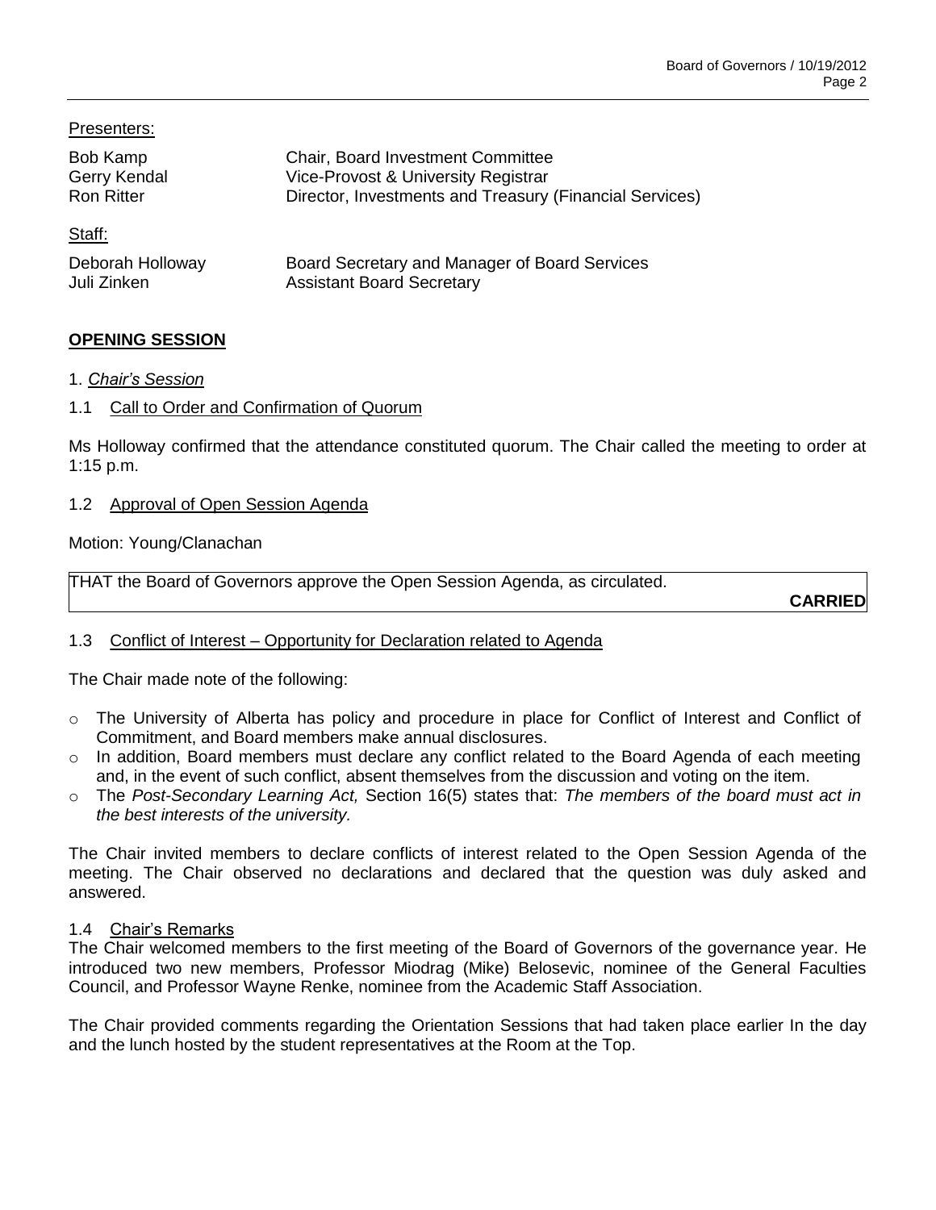Presenters:

| | |
|---|---|
| Bob Kamp | Chair, Board Investment Committee |
| Gerry Kendal | Vice-Provost & University Registrar |
| Ron Ritter | Director, Investments and Treasury (Financial Services) |

Staff:

| | |
|---|---|
| Deborah Holloway | Board Secretary and Manager of Board Services |
| Juli Zinken | Assistant Board Secretary |

## OPENING SESSION

1. *Chair's Session*

1.1 Call to Order and Confirmation of Quorum

Ms Holloway confirmed that the attendance constituted quorum. The Chair called the meeting to order at 1:15 p.m.

1.2 Approval of Open Session Agenda

Motion: Young/Clanachan

THAT the Board of Governors approve the Open Session Agenda, as circulated.

**CARRIED**

1.3 Conflict of Interest – Opportunity for Declaration related to Agenda

The Chair made note of the following:

- The University of Alberta has policy and procedure in place for Conflict of Interest and Conflict of Commitment, and Board members make annual disclosures.
- In addition, Board members must declare any conflict related to the Board Agenda of each meeting and, in the event of such conflict, absent themselves from the discussion and voting on the item.
- The *Post-Secondary Learning Act,* Section 16(5) states that: *The members of the board must act in the best interests of the university.*

The Chair invited members to declare conflicts of interest related to the Open Session Agenda of the meeting. The Chair observed no declarations and declared that the question was duly asked and answered.

1.4 Chair's Remarks

The Chair welcomed members to the first meeting of the Board of Governors of the governance year. He introduced two new members, Professor Miodrag (Mike) Belosevic, nominee of the General Faculties Council, and Professor Wayne Renke, nominee from the Academic Staff Association.

The Chair provided comments regarding the Orientation Sessions that had taken place earlier In the day and the lunch hosted by the student representatives at the Room at the Top.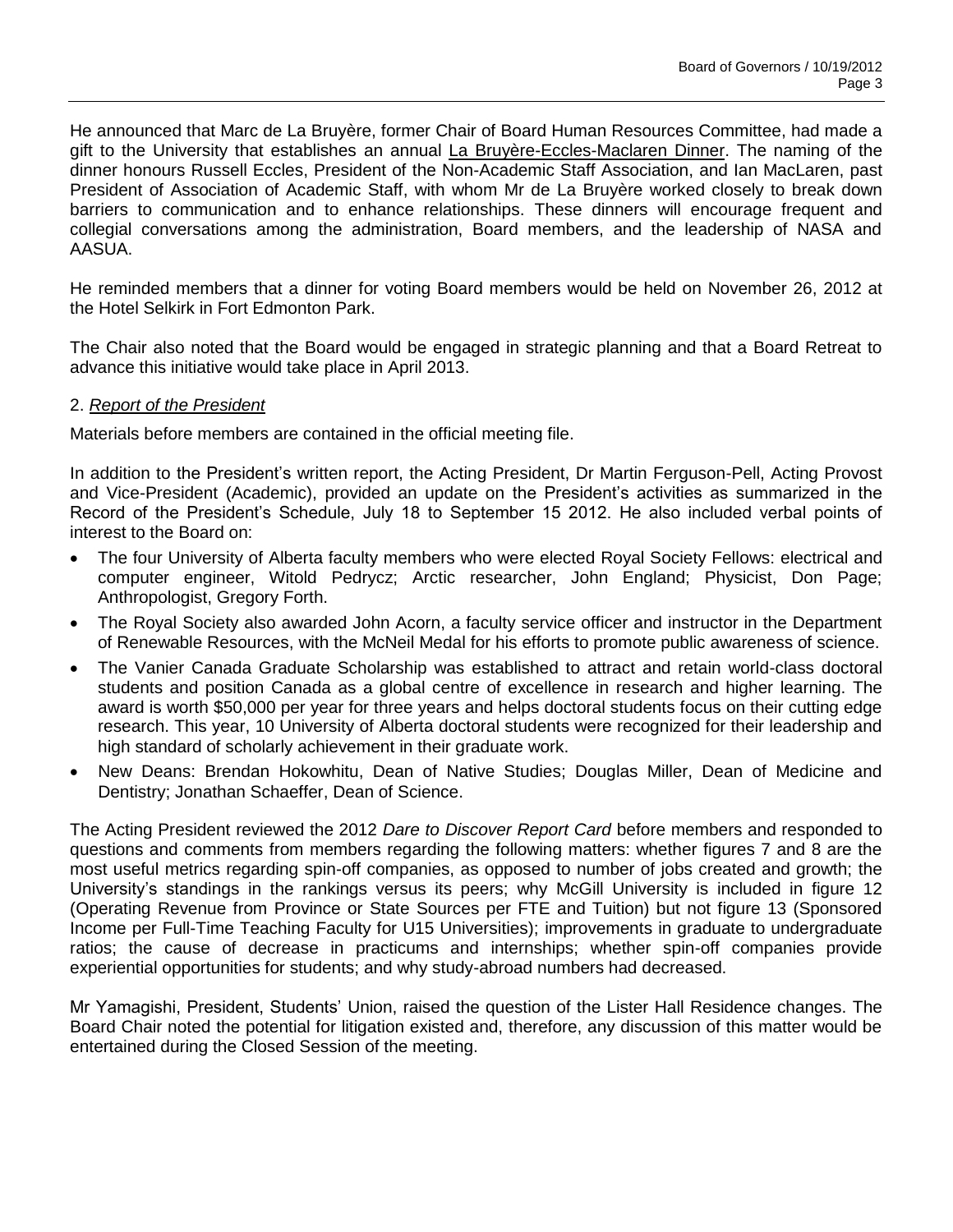He announced that Marc de La Bruyère, former Chair of Board Human Resources Committee, had made a gift to the University that establishes an annual La Bruyère-Eccles-Maclaren Dinner. The naming of the dinner honours Russell Eccles, President of the Non-Academic Staff Association, and Ian MacLaren, past President of Association of Academic Staff, with whom Mr de La Bruyère worked closely to break down barriers to communication and to enhance relationships. These dinners will encourage frequent and collegial conversations among the administration, Board members, and the leadership of NASA and AASUA.

He reminded members that a dinner for voting Board members would be held on November 26, 2012 at the Hotel Selkirk in Fort Edmonton Park.

The Chair also noted that the Board would be engaged in strategic planning and that a Board Retreat to advance this initiative would take place in April 2013.

2. *Report of the President*

Materials before members are contained in the official meeting file.

In addition to the President's written report, the Acting President, Dr Martin Ferguson-Pell, Acting Provost and Vice-President (Academic), provided an update on the President's activities as summarized in the Record of the President's Schedule, July 18 to September 15 2012. He also included verbal points of interest to the Board on:

- The four University of Alberta faculty members who were elected Royal Society Fellows: electrical and computer engineer, Witold Pedrycz; Arctic researcher, John England; Physicist, Don Page; Anthropologist, Gregory Forth.
- The Royal Society also awarded John Acorn, a faculty service officer and instructor in the Department of Renewable Resources, with the McNeil Medal for his efforts to promote public awareness of science.
- The Vanier Canada Graduate Scholarship was established to attract and retain world-class doctoral students and position Canada as a global centre of excellence in research and higher learning. The award is worth $50,000 per year for three years and helps doctoral students focus on their cutting edge research. This year, 10 University of Alberta doctoral students were recognized for their leadership and high standard of scholarly achievement in their graduate work.
- New Deans: Brendan Hokowhitu, Dean of Native Studies; Douglas Miller, Dean of Medicine and Dentistry; Jonathan Schaeffer, Dean of Science.

The Acting President reviewed the 2012 *Dare to Discover Report Card* before members and responded to questions and comments from members regarding the following matters: whether figures 7 and 8 are the most useful metrics regarding spin-off companies, as opposed to number of jobs created and growth; the University's standings in the rankings versus its peers; why McGill University is included in figure 12 (Operating Revenue from Province or State Sources per FTE and Tuition) but not figure 13 (Sponsored Income per Full-Time Teaching Faculty for U15 Universities); improvements in graduate to undergraduate ratios; the cause of decrease in practicums and internships; whether spin-off companies provide experiential opportunities for students; and why study-abroad numbers had decreased.

Mr Yamagishi, President, Students' Union, raised the question of the Lister Hall Residence changes. The Board Chair noted the potential for litigation existed and, therefore, any discussion of this matter would be entertained during the Closed Session of the meeting.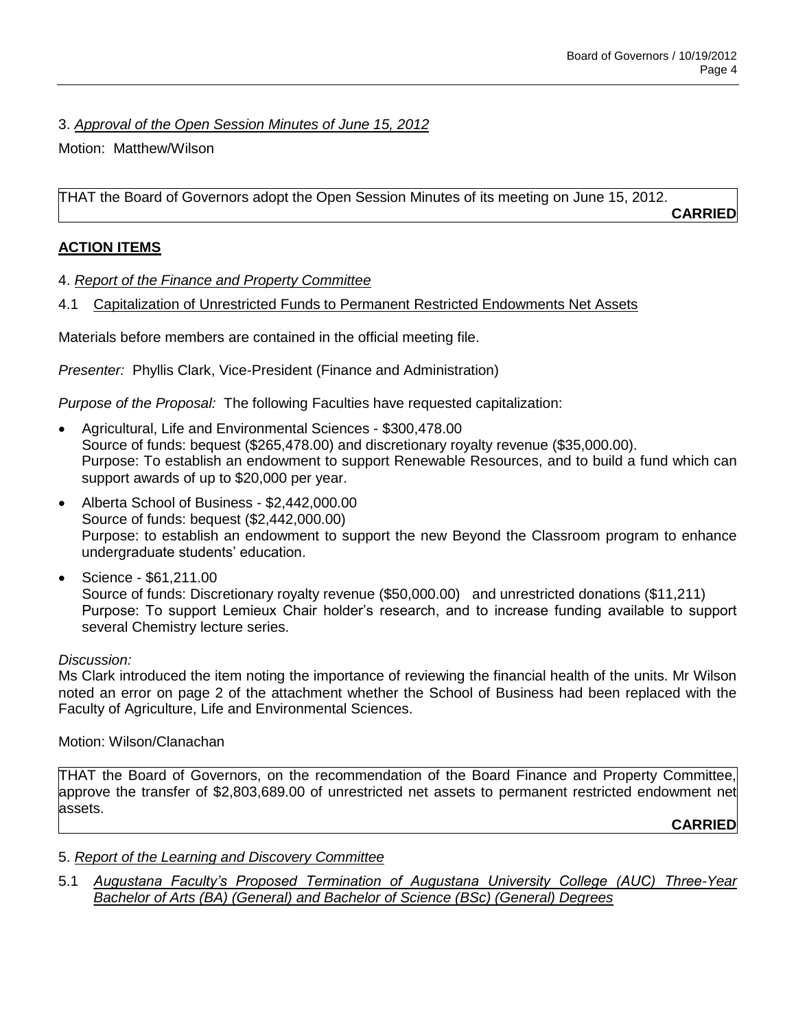3. *Approval of the Open Session Minutes of June 15, 2012*

Motion: Matthew/Wilson

THAT the Board of Governors adopt the Open Session Minutes of its meeting on June 15, 2012.

**CARRIED**

## ACTION ITEMS

4. *Report of the Finance and Property Committee*

4.1 Capitalization of Unrestricted Funds to Permanent Restricted Endowments Net Assets

Materials before members are contained in the official meeting file.

*Presenter:* Phyllis Clark, Vice-President (Finance and Administration)

*Purpose of the Proposal:* The following Faculties have requested capitalization:

- Agricultural, Life and Environmental Sciences - $300,478.00
  Source of funds: bequest ($265,478.00) and discretionary royalty revenue ($35,000.00).
  Purpose: To establish an endowment to support Renewable Resources, and to build a fund which can support awards of up to $20,000 per year.
- Alberta School of Business - $2,442,000.00
  Source of funds: bequest ($2,442,000.00)
  Purpose: to establish an endowment to support the new Beyond the Classroom program to enhance undergraduate students' education.
- Science - $61,211.00
  Source of funds: Discretionary royalty revenue ($50,000.00) and unrestricted donations ($11,211)
  Purpose: To support Lemieux Chair holder's research, and to increase funding available to support several Chemistry lecture series.

*Discussion:*

Ms Clark introduced the item noting the importance of reviewing the financial health of the units. Mr Wilson noted an error on page 2 of the attachment whether the School of Business had been replaced with the Faculty of Agriculture, Life and Environmental Sciences.

Motion: Wilson/Clanachan

THAT the Board of Governors, on the recommendation of the Board Finance and Property Committee, approve the transfer of $2,803,689.00 of unrestricted net assets to permanent restricted endowment net assets.

**CARRIED**

5. *Report of the Learning and Discovery Committee*

5.1 *Augustana Faculty's Proposed Termination of Augustana University College (AUC) Three-Year Bachelor of Arts (BA) (General) and Bachelor of Science (BSc) (General) Degrees*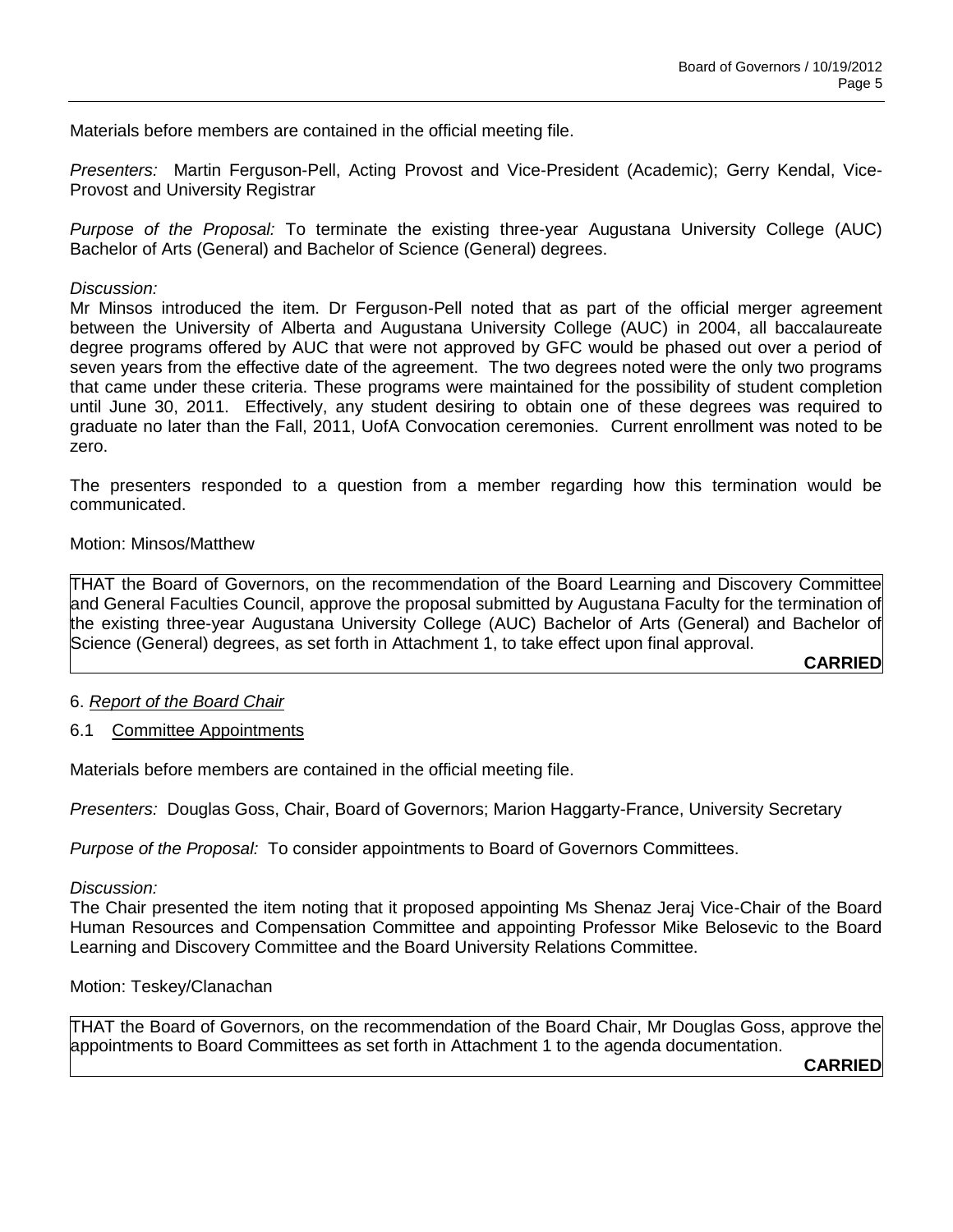Materials before members are contained in the official meeting file.

*Presenters:* Martin Ferguson-Pell, Acting Provost and Vice-President (Academic); Gerry Kendal, Vice-Provost and University Registrar

*Purpose of the Proposal:* To terminate the existing three-year Augustana University College (AUC) Bachelor of Arts (General) and Bachelor of Science (General) degrees.

*Discussion:*

Mr Minsos introduced the item. Dr Ferguson-Pell noted that as part of the official merger agreement between the University of Alberta and Augustana University College (AUC) in 2004, all baccalaureate degree programs offered by AUC that were not approved by GFC would be phased out over a period of seven years from the effective date of the agreement. The two degrees noted were the only two programs that came under these criteria. These programs were maintained for the possibility of student completion until June 30, 2011. Effectively, any student desiring to obtain one of these degrees was required to graduate no later than the Fall, 2011, UofA Convocation ceremonies. Current enrollment was noted to be zero.

The presenters responded to a question from a member regarding how this termination would be communicated.

Motion: Minsos/Matthew

> THAT the Board of Governors, on the recommendation of the Board Learning and Discovery Committee and General Faculties Council, approve the proposal submitted by Augustana Faculty for the termination of the existing three-year Augustana University College (AUC) Bachelor of Arts (General) and Bachelor of Science (General) degrees, as set forth in Attachment 1, to take effect upon final approval.
>
> **CARRIED**

6. *Report of the Board Chair*

6.1 Committee Appointments

Materials before members are contained in the official meeting file.

*Presenters:* Douglas Goss, Chair, Board of Governors; Marion Haggarty-France, University Secretary

*Purpose of the Proposal:* To consider appointments to Board of Governors Committees.

*Discussion:*

The Chair presented the item noting that it proposed appointing Ms Shenaz Jeraj Vice-Chair of the Board Human Resources and Compensation Committee and appointing Professor Mike Belosevic to the Board Learning and Discovery Committee and the Board University Relations Committee.

Motion: Teskey/Clanachan

> THAT the Board of Governors, on the recommendation of the Board Chair, Mr Douglas Goss, approve the appointments to Board Committees as set forth in Attachment 1 to the agenda documentation.
>
> **CARRIED**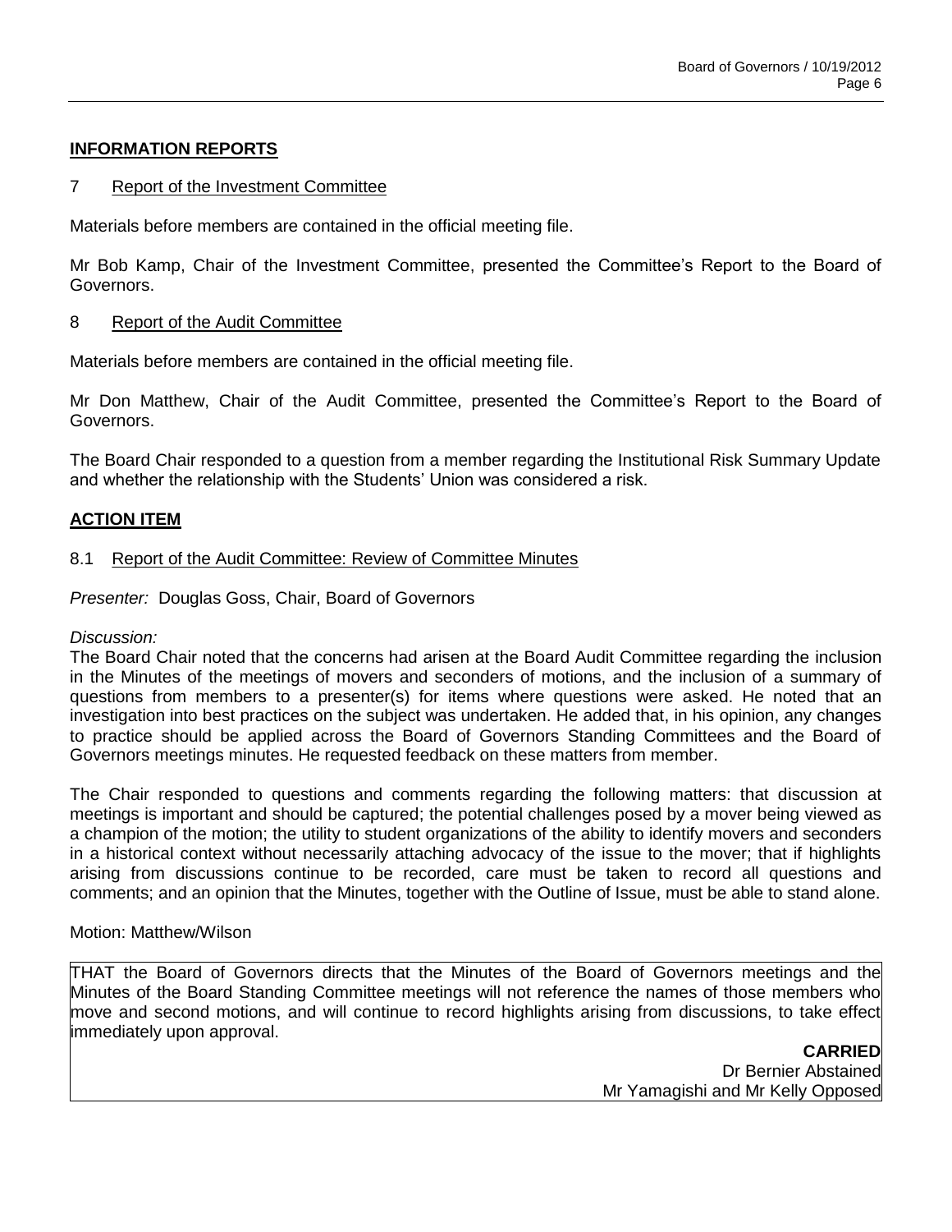## INFORMATION REPORTS

### 7 Report of the Investment Committee

Materials before members are contained in the official meeting file.

Mr Bob Kamp, Chair of the Investment Committee, presented the Committee's Report to the Board of Governors.

### 8 Report of the Audit Committee

Materials before members are contained in the official meeting file.

Mr Don Matthew, Chair of the Audit Committee, presented the Committee's Report to the Board of Governors.

The Board Chair responded to a question from a member regarding the Institutional Risk Summary Update and whether the relationship with the Students' Union was considered a risk.

## ACTION ITEM

### 8.1 Report of the Audit Committee: Review of Committee Minutes

*Presenter:* Douglas Goss, Chair, Board of Governors

*Discussion:*
The Board Chair noted that the concerns had arisen at the Board Audit Committee regarding the inclusion in the Minutes of the meetings of movers and seconders of motions, and the inclusion of a summary of questions from members to a presenter(s) for items where questions were asked. He noted that an investigation into best practices on the subject was undertaken. He added that, in his opinion, any changes to practice should be applied across the Board of Governors Standing Committees and the Board of Governors meetings minutes. He requested feedback on these matters from member.

The Chair responded to questions and comments regarding the following matters: that discussion at meetings is important and should be captured; the potential challenges posed by a mover being viewed as a champion of the motion; the utility to student organizations of the ability to identify movers and seconders in a historical context without necessarily attaching advocacy of the issue to the mover; that if highlights arising from discussions continue to be recorded, care must be taken to record all questions and comments; and an opinion that the Minutes, together with the Outline of Issue, must be able to stand alone.

Motion: Matthew/Wilson

THAT the Board of Governors directs that the Minutes of the Board of Governors meetings and the Minutes of the Board Standing Committee meetings will not reference the names of those members who move and second motions, and will continue to record highlights arising from discussions, to take effect immediately upon approval.

**CARRIED**
Dr Bernier Abstained
Mr Yamagishi and Mr Kelly Opposed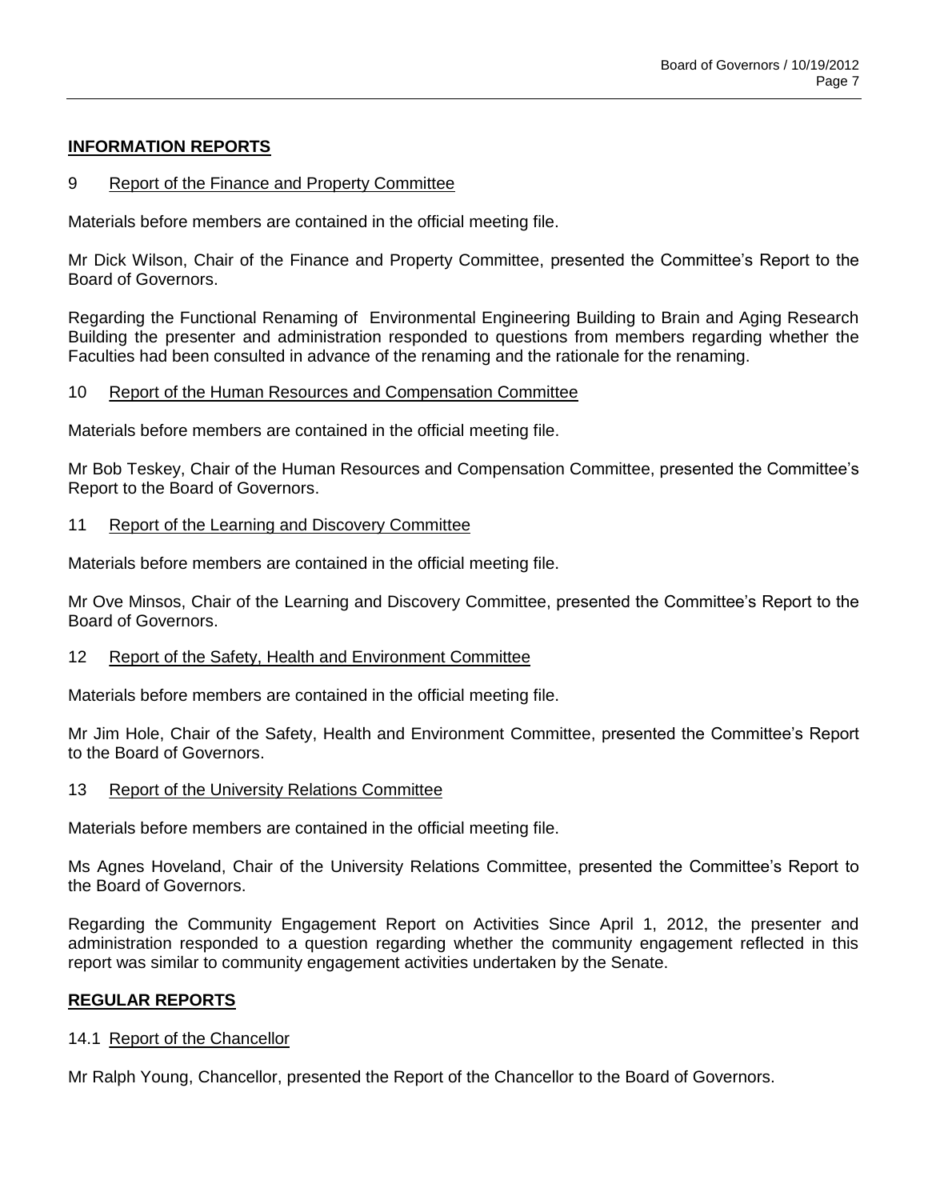## INFORMATION REPORTS

### 9 Report of the Finance and Property Committee

Materials before members are contained in the official meeting file.

Mr Dick Wilson, Chair of the Finance and Property Committee, presented the Committee's Report to the Board of Governors.

Regarding the Functional Renaming of Environmental Engineering Building to Brain and Aging Research Building the presenter and administration responded to questions from members regarding whether the Faculties had been consulted in advance of the renaming and the rationale for the renaming.

### 10 Report of the Human Resources and Compensation Committee

Materials before members are contained in the official meeting file.

Mr Bob Teskey, Chair of the Human Resources and Compensation Committee, presented the Committee's Report to the Board of Governors.

### 11 Report of the Learning and Discovery Committee

Materials before members are contained in the official meeting file.

Mr Ove Minsos, Chair of the Learning and Discovery Committee, presented the Committee's Report to the Board of Governors.

### 12 Report of the Safety, Health and Environment Committee

Materials before members are contained in the official meeting file.

Mr Jim Hole, Chair of the Safety, Health and Environment Committee, presented the Committee's Report to the Board of Governors.

### 13 Report of the University Relations Committee

Materials before members are contained in the official meeting file.

Ms Agnes Hoveland, Chair of the University Relations Committee, presented the Committee's Report to the Board of Governors.

Regarding the Community Engagement Report on Activities Since April 1, 2012, the presenter and administration responded to a question regarding whether the community engagement reflected in this report was similar to community engagement activities undertaken by the Senate.

## REGULAR REPORTS

### 14.1 Report of the Chancellor

Mr Ralph Young, Chancellor, presented the Report of the Chancellor to the Board of Governors.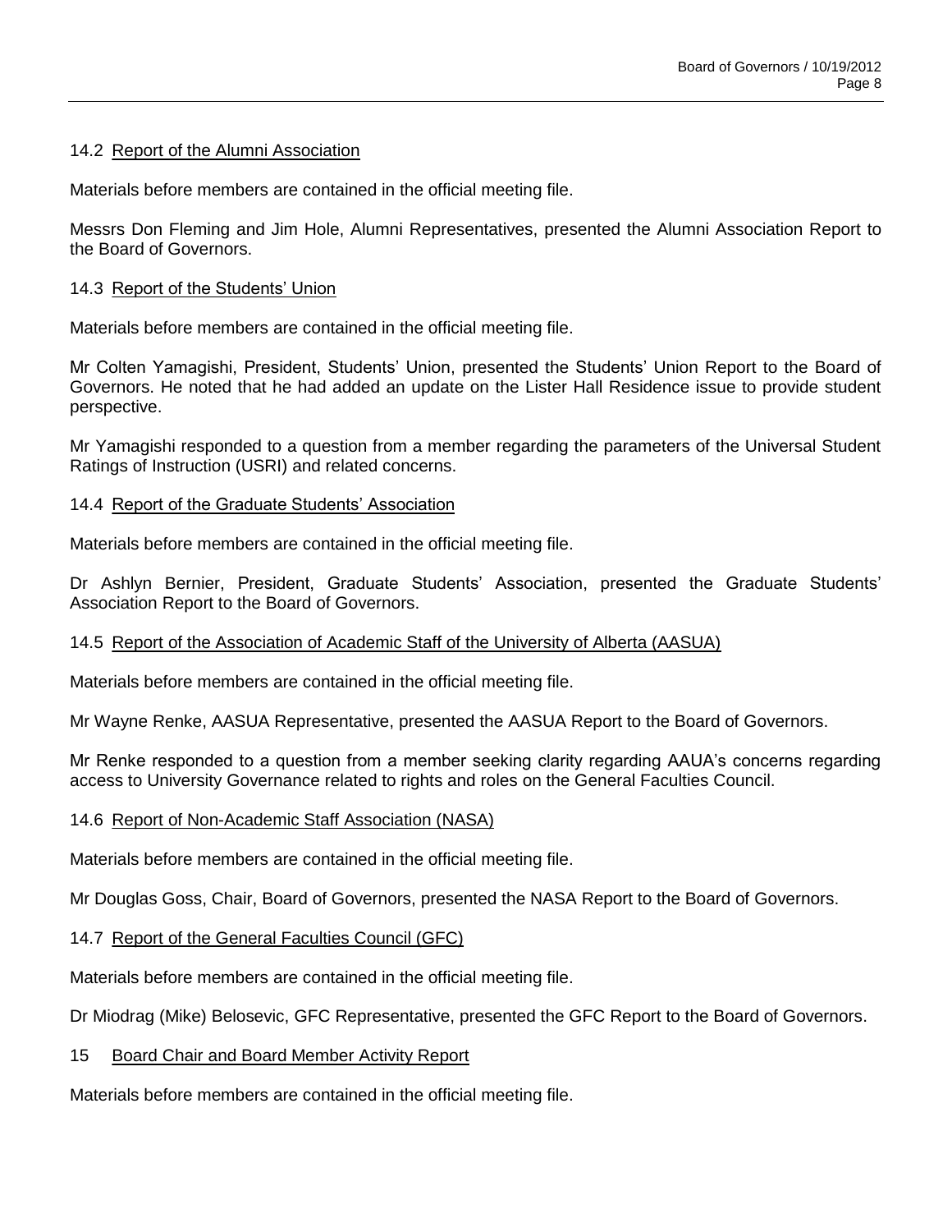### 14.2 Report of the Alumni Association

Materials before members are contained in the official meeting file.

Messrs Don Fleming and Jim Hole, Alumni Representatives, presented the Alumni Association Report to the Board of Governors.

### 14.3 Report of the Students' Union

Materials before members are contained in the official meeting file.

Mr Colten Yamagishi, President, Students' Union, presented the Students' Union Report to the Board of Governors. He noted that he had added an update on the Lister Hall Residence issue to provide student perspective.

Mr Yamagishi responded to a question from a member regarding the parameters of the Universal Student Ratings of Instruction (USRI) and related concerns.

### 14.4 Report of the Graduate Students' Association

Materials before members are contained in the official meeting file.

Dr Ashlyn Bernier, President, Graduate Students' Association, presented the Graduate Students' Association Report to the Board of Governors.

### 14.5 Report of the Association of Academic Staff of the University of Alberta (AASUA)

Materials before members are contained in the official meeting file.

Mr Wayne Renke, AASUA Representative, presented the AASUA Report to the Board of Governors.

Mr Renke responded to a question from a member seeking clarity regarding AAUA's concerns regarding access to University Governance related to rights and roles on the General Faculties Council.

### 14.6 Report of Non-Academic Staff Association (NASA)

Materials before members are contained in the official meeting file.

Mr Douglas Goss, Chair, Board of Governors, presented the NASA Report to the Board of Governors.

### 14.7 Report of the General Faculties Council (GFC)

Materials before members are contained in the official meeting file.

Dr Miodrag (Mike) Belosevic, GFC Representative, presented the GFC Report to the Board of Governors.

## 15 Board Chair and Board Member Activity Report

Materials before members are contained in the official meeting file.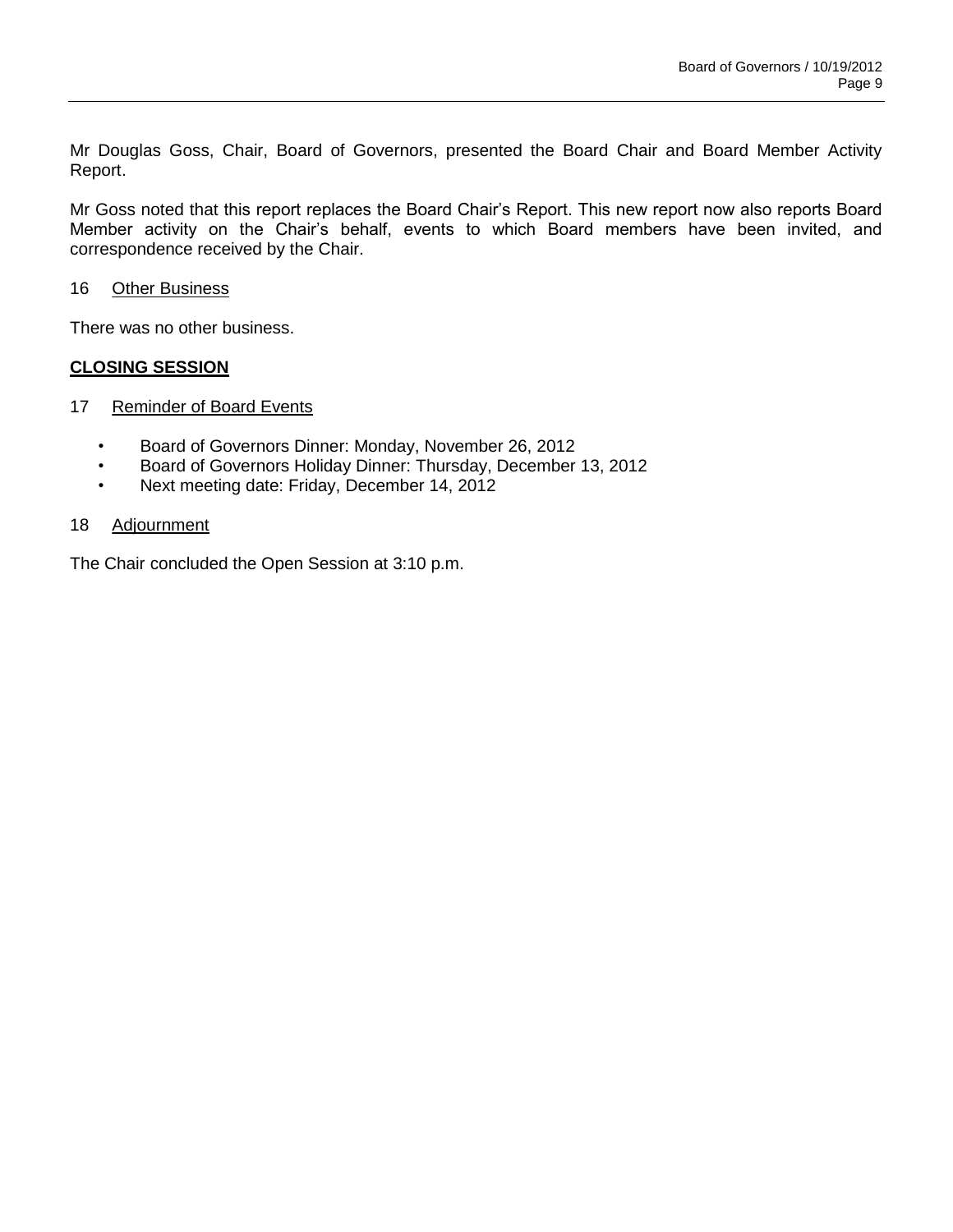Mr Douglas Goss, Chair, Board of Governors, presented the Board Chair and Board Member Activity Report.

Mr Goss noted that this report replaces the Board Chair's Report. This new report now also reports Board Member activity on the Chair's behalf, events to which Board members have been invited, and correspondence received by the Chair.

16 Other Business

There was no other business.

**CLOSING SESSION**

17 Reminder of Board Events

- Board of Governors Dinner: Monday, November 26, 2012
- Board of Governors Holiday Dinner: Thursday, December 13, 2012
- Next meeting date: Friday, December 14, 2012

18 Adjournment

The Chair concluded the Open Session at 3:10 p.m.